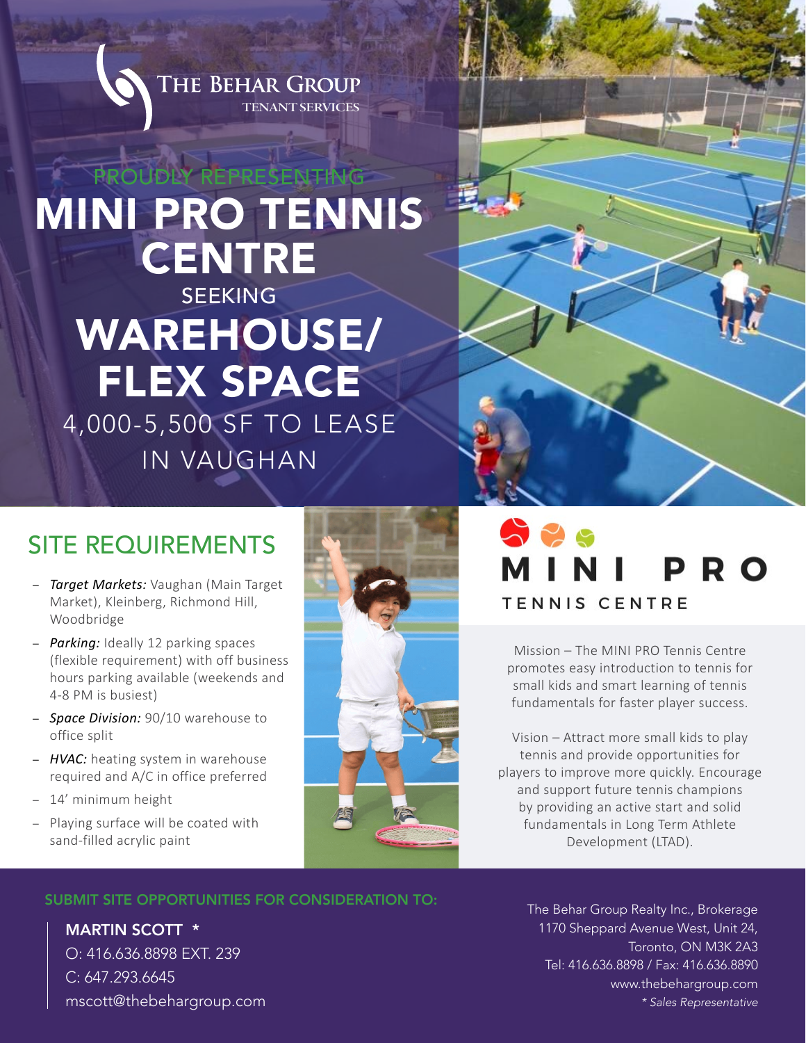THE BEHAR GROUP
TENANT SERVICES

PROUDLY REPRESENTING

# MINI PRO TENNIS CENTRE

SEEKING

# WAREHOUSE/ FLEX SPACE

4,000-5,500 SF TO LEASE IN VAUGHAN

## SITE REQUIREMENTS

- *Target Markets:* Vaughan (Main Target Market), Kleinberg, Richmond Hill, Woodbridge
- *Parking:* Ideally 12 parking spaces (flexible requirement) with off business hours parking available (weekends and 4-8 PM is busiest)
- *Space Division:* 90/10 warehouse to office split
- *HVAC:* heating system in warehouse required and A/C in office preferred
- 14' minimum height
- Playing surface will be coated with sand-filled acrylic paint

MINI PRO
TENNIS CENTRE

Mission – The MINI PRO Tennis Centre promotes easy introduction to tennis for small kids and smart learning of tennis fundamentals for faster player success.

Vision – Attract more small kids to play tennis and provide opportunities for players to improve more quickly. Encourage and support future tennis champions by providing an active start and solid fundamentals in Long Term Athlete Development (LTAD).

### SUBMIT SITE OPPORTUNITIES FOR CONSIDERATION TO:

**MARTIN SCOTT** *
O: 416.636.8898 EXT. 239
C: 647.293.6645
mscott@thebehargroup.com

The Behar Group Realty Inc., Brokerage
1170 Sheppard Avenue West, Unit 24,
Toronto, ON M3K 2A3
Tel: 416.636.8898 / Fax: 416.636.8890
www.thebehargroup.com
*\* Sales Representative*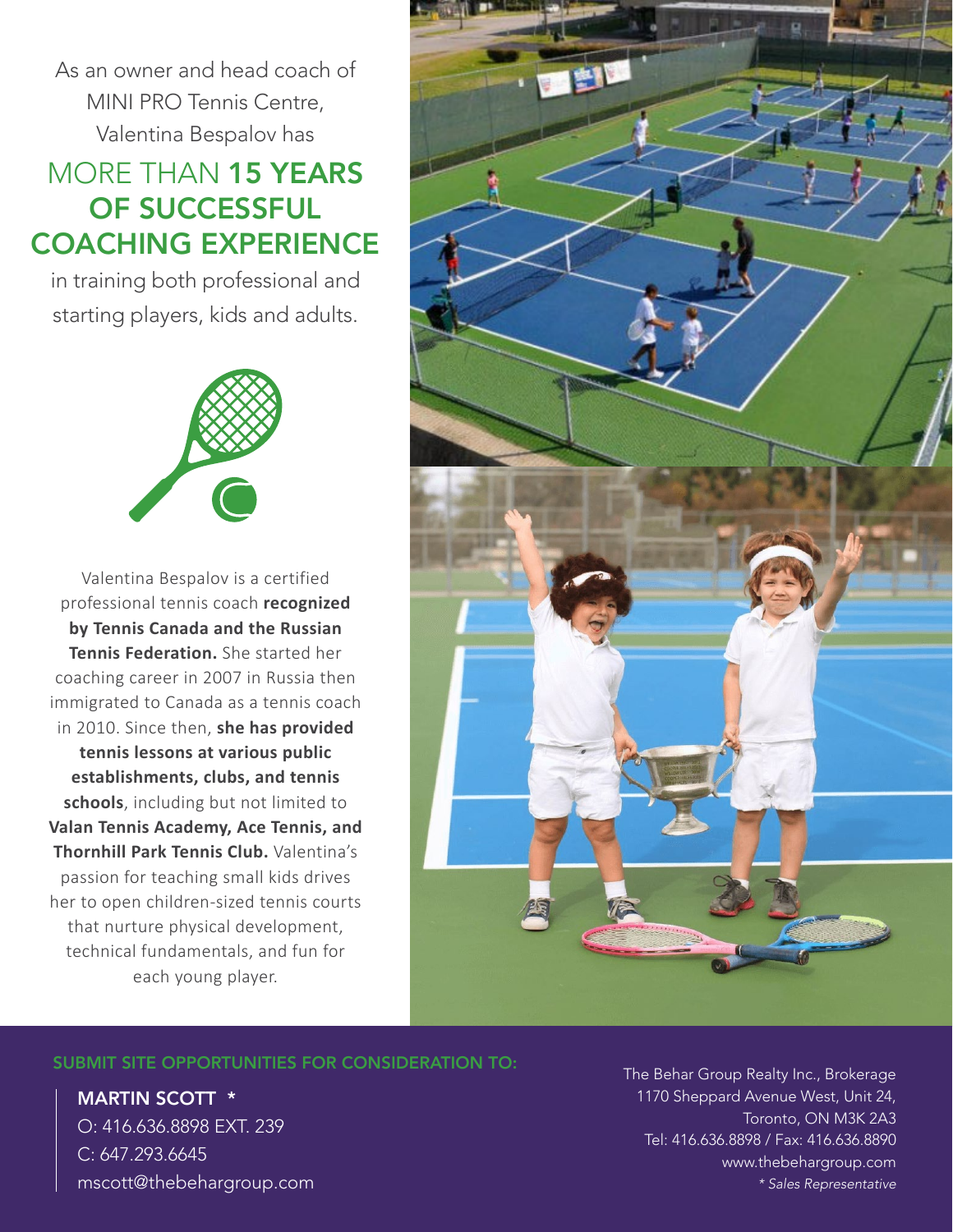As an owner and head coach of MINI PRO Tennis Centre, Valentina Bespalov has

## MORE THAN **15 YEARS OF SUCCESSFUL COACHING EXPERIENCE**

in training both professional and starting players, kids and adults.

Valentina Bespalov is a certified professional tennis coach **recognized by Tennis Canada and the Russian Tennis Federation.** She started her coaching career in 2007 in Russia then immigrated to Canada as a tennis coach in 2010. Since then, **she has provided tennis lessons at various public establishments, clubs, and tennis schools**, including but not limited to **Valan Tennis Academy, Ace Tennis, and Thornhill Park Tennis Club.** Valentina's passion for teaching small kids drives her to open children-sized tennis courts that nurture physical development, technical fundamentals, and fun for each young player.

### SUBMIT SITE OPPORTUNITIES FOR CONSIDERATION TO:

**MARTIN SCOTT** *
O: 416.636.8898 EXT. 239
C: 647.293.6645
mscott@thebehargroup.com

The Behar Group Realty Inc., Brokerage
1170 Sheppard Avenue West, Unit 24,
Toronto, ON M3K 2A3
Tel: 416.636.8898 / Fax: 416.636.8890
www.thebehargroup.com
*\* Sales Representative*